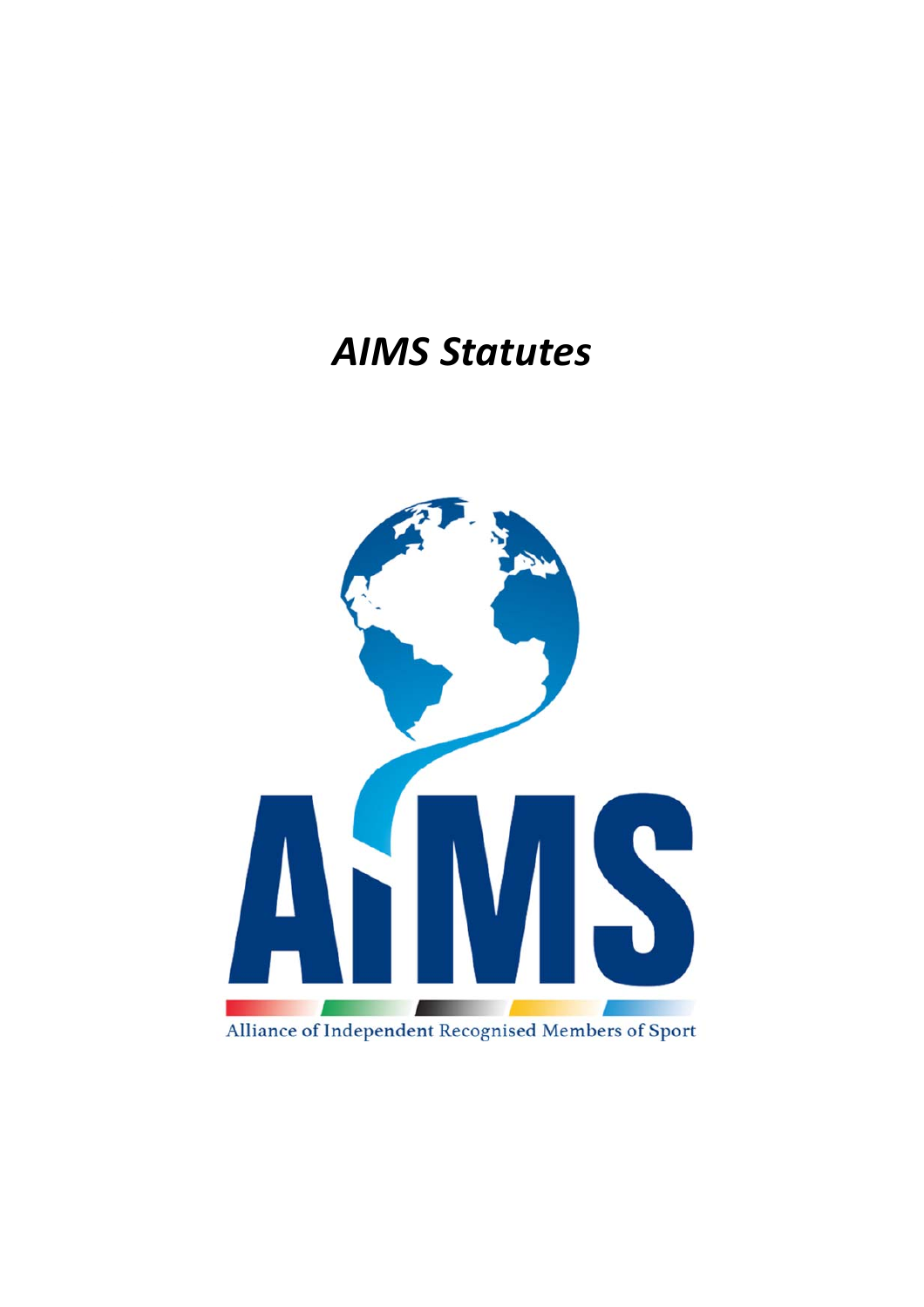# *AIMS Statutes*

AIMS

Alliance of Independent Recognised Members of Sport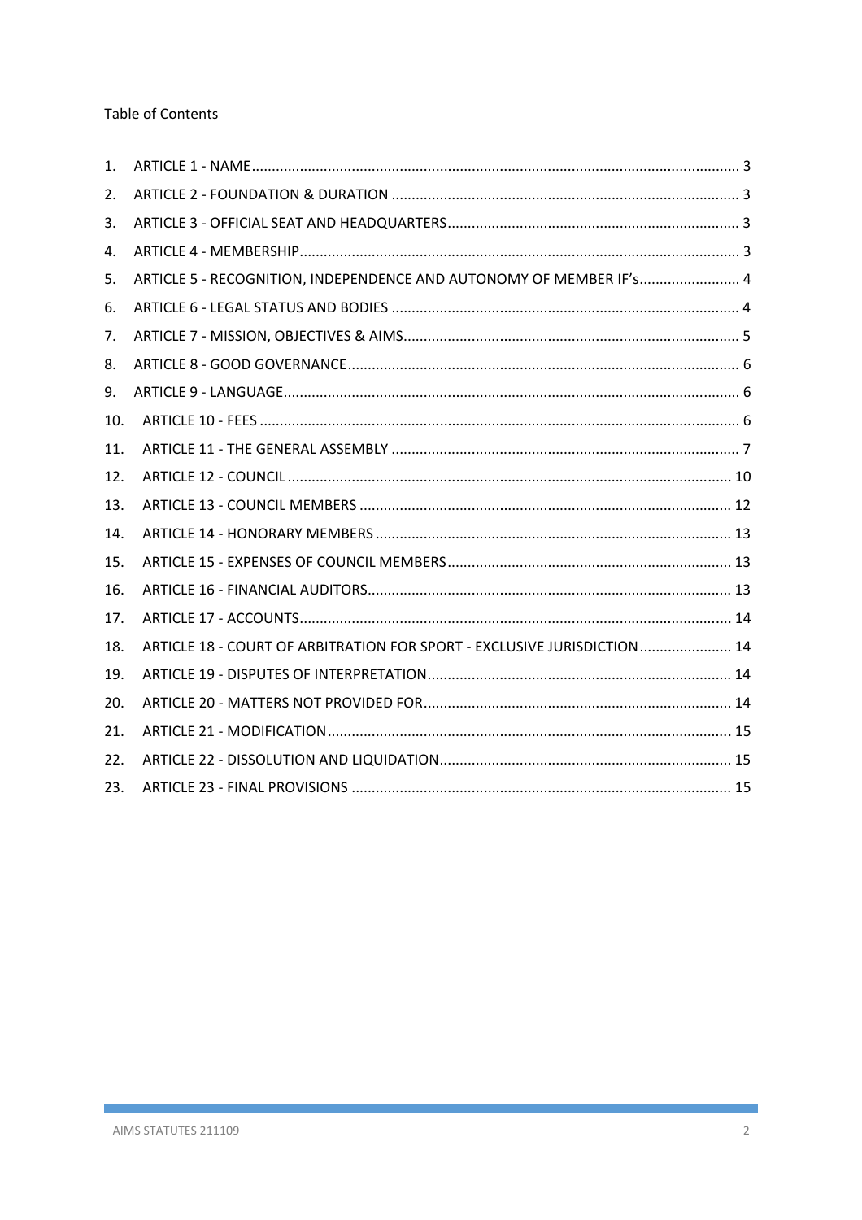Table of Contents

1. ARTICLE 1 - NAME ........ 3
2. ARTICLE 2 - FOUNDATION & DURATION ........ 3
3. ARTICLE 3 - OFFICIAL SEAT AND HEADQUARTERS ........ 3
4. ARTICLE 4 - MEMBERSHIP ........ 3
5. ARTICLE 5 - RECOGNITION, INDEPENDENCE AND AUTONOMY OF MEMBER IF's ........ 4
6. ARTICLE 6 - LEGAL STATUS AND BODIES ........ 4
7. ARTICLE 7 - MISSION, OBJECTIVES & AIMS ........ 5
8. ARTICLE 8 - GOOD GOVERNANCE ........ 6
9. ARTICLE 9 - LANGUAGE ........ 6
10. ARTICLE 10 - FEES ........ 6
11. ARTICLE 11 - THE GENERAL ASSEMBLY ........ 7
12. ARTICLE 12 - COUNCIL ........ 10
13. ARTICLE 13 - COUNCIL MEMBERS ........ 12
14. ARTICLE 14 - HONORARY MEMBERS ........ 13
15. ARTICLE 15 - EXPENSES OF COUNCIL MEMBERS ........ 13
16. ARTICLE 16 - FINANCIAL AUDITORS ........ 13
17. ARTICLE 17 - ACCOUNTS ........ 14
18. ARTICLE 18 - COURT OF ARBITRATION FOR SPORT - EXCLUSIVE JURISDICTION ........ 14
19. ARTICLE 19 - DISPUTES OF INTERPRETATION ........ 14
20. ARTICLE 20 - MATTERS NOT PROVIDED FOR ........ 14
21. ARTICLE 21 - MODIFICATION ........ 15
22. ARTICLE 22 - DISSOLUTION AND LIQUIDATION ........ 15
23. ARTICLE 23 - FINAL PROVISIONS ........ 15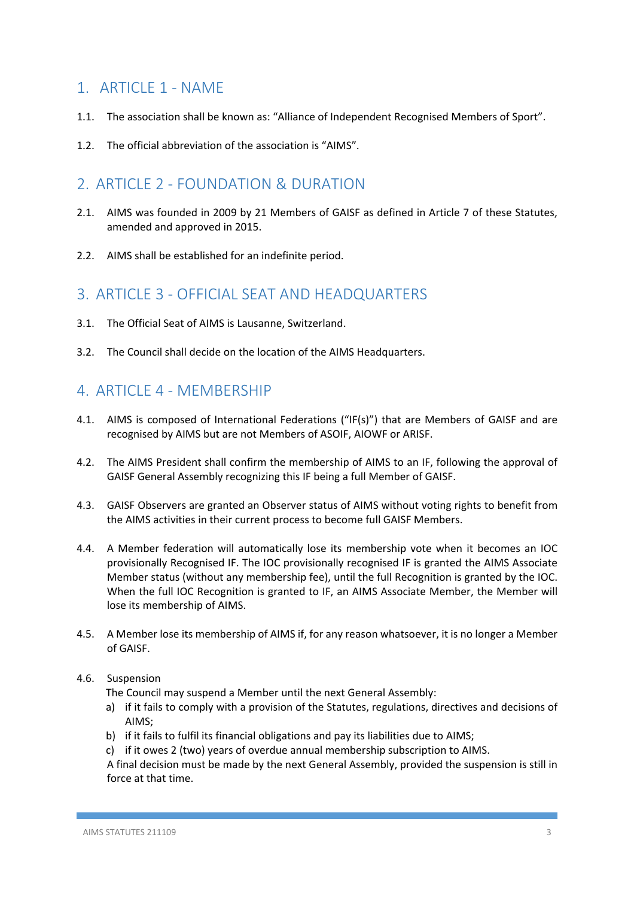## 1. ARTICLE 1 - NAME

1.1. The association shall be known as: "Alliance of Independent Recognised Members of Sport".

1.2. The official abbreviation of the association is "AIMS".

## 2. ARTICLE 2 - FOUNDATION & DURATION

2.1. AIMS was founded in 2009 by 21 Members of GAISF as defined in Article 7 of these Statutes, amended and approved in 2015.

2.2. AIMS shall be established for an indefinite period.

## 3. ARTICLE 3 - OFFICIAL SEAT AND HEADQUARTERS

3.1. The Official Seat of AIMS is Lausanne, Switzerland.

3.2. The Council shall decide on the location of the AIMS Headquarters.

## 4. ARTICLE 4 - MEMBERSHIP

4.1. AIMS is composed of International Federations ("IF(s)") that are Members of GAISF and are recognised by AIMS but are not Members of ASOIF, AIOWF or ARISF.

4.2. The AIMS President shall confirm the membership of AIMS to an IF, following the approval of GAISF General Assembly recognizing this IF being a full Member of GAISF.

4.3. GAISF Observers are granted an Observer status of AIMS without voting rights to benefit from the AIMS activities in their current process to become full GAISF Members.

4.4. A Member federation will automatically lose its membership vote when it becomes an IOC provisionally Recognised IF. The IOC provisionally recognised IF is granted the AIMS Associate Member status (without any membership fee), until the full Recognition is granted by the IOC. When the full IOC Recognition is granted to IF, an AIMS Associate Member, the Member will lose its membership of AIMS.

4.5. A Member lose its membership of AIMS if, for any reason whatsoever, it is no longer a Member of GAISF.

4.6. Suspension
The Council may suspend a Member until the next General Assembly:

a) if it fails to comply with a provision of the Statutes, regulations, directives and decisions of AIMS;
b) if it fails to fulfil its financial obligations and pay its liabilities due to AIMS;
c) if it owes 2 (two) years of overdue annual membership subscription to AIMS.

A final decision must be made by the next General Assembly, provided the suspension is still in force at that time.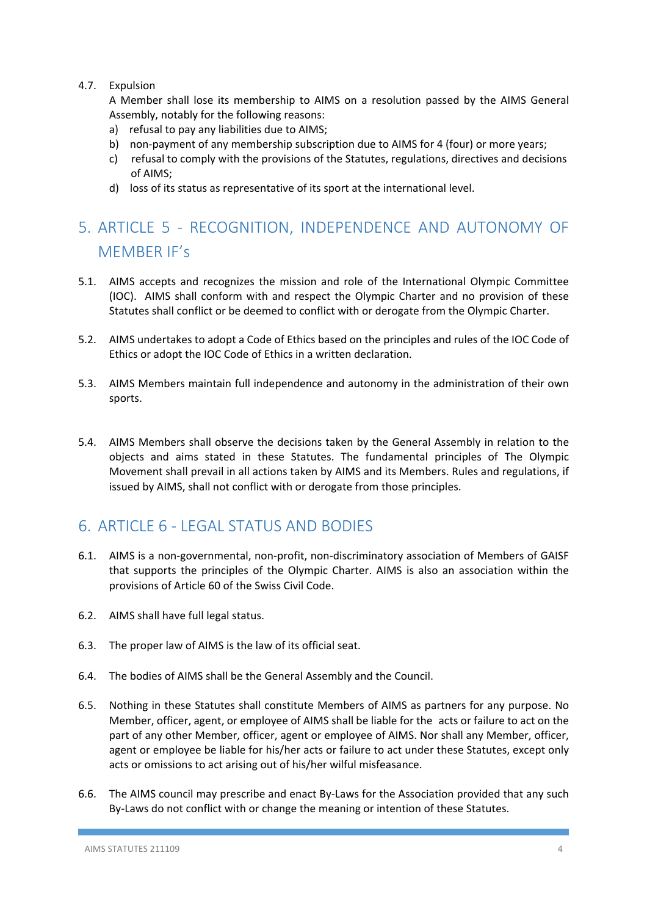4.7. Expulsion

A Member shall lose its membership to AIMS on a resolution passed by the AIMS General Assembly, notably for the following reasons:

a) refusal to pay any liabilities due to AIMS;
b) non-payment of any membership subscription due to AIMS for 4 (four) or more years;
c) refusal to comply with the provisions of the Statutes, regulations, directives and decisions of AIMS;
d) loss of its status as representative of its sport at the international level.

## 5. ARTICLE 5 - RECOGNITION, INDEPENDENCE AND AUTONOMY OF MEMBER IF's

5.1. AIMS accepts and recognizes the mission and role of the International Olympic Committee (IOC). AIMS shall conform with and respect the Olympic Charter and no provision of these Statutes shall conflict or be deemed to conflict with or derogate from the Olympic Charter.

5.2. AIMS undertakes to adopt a Code of Ethics based on the principles and rules of the IOC Code of Ethics or adopt the IOC Code of Ethics in a written declaration.

5.3. AIMS Members maintain full independence and autonomy in the administration of their own sports.

5.4. AIMS Members shall observe the decisions taken by the General Assembly in relation to the objects and aims stated in these Statutes. The fundamental principles of The Olympic Movement shall prevail in all actions taken by AIMS and its Members. Rules and regulations, if issued by AIMS, shall not conflict with or derogate from those principles.

## 6. ARTICLE 6 - LEGAL STATUS AND BODIES

6.1. AIMS is a non-governmental, non-profit, non-discriminatory association of Members of GAISF that supports the principles of the Olympic Charter. AIMS is also an association within the provisions of Article 60 of the Swiss Civil Code.

6.2. AIMS shall have full legal status.

6.3. The proper law of AIMS is the law of its official seat.

6.4. The bodies of AIMS shall be the General Assembly and the Council.

6.5. Nothing in these Statutes shall constitute Members of AIMS as partners for any purpose. No Member, officer, agent, or employee of AIMS shall be liable for the acts or failure to act on the part of any other Member, officer, agent or employee of AIMS. Nor shall any Member, officer, agent or employee be liable for his/her acts or failure to act under these Statutes, except only acts or omissions to act arising out of his/her wilful misfeasance.

6.6. The AIMS council may prescribe and enact By-Laws for the Association provided that any such By-Laws do not conflict with or change the meaning or intention of these Statutes.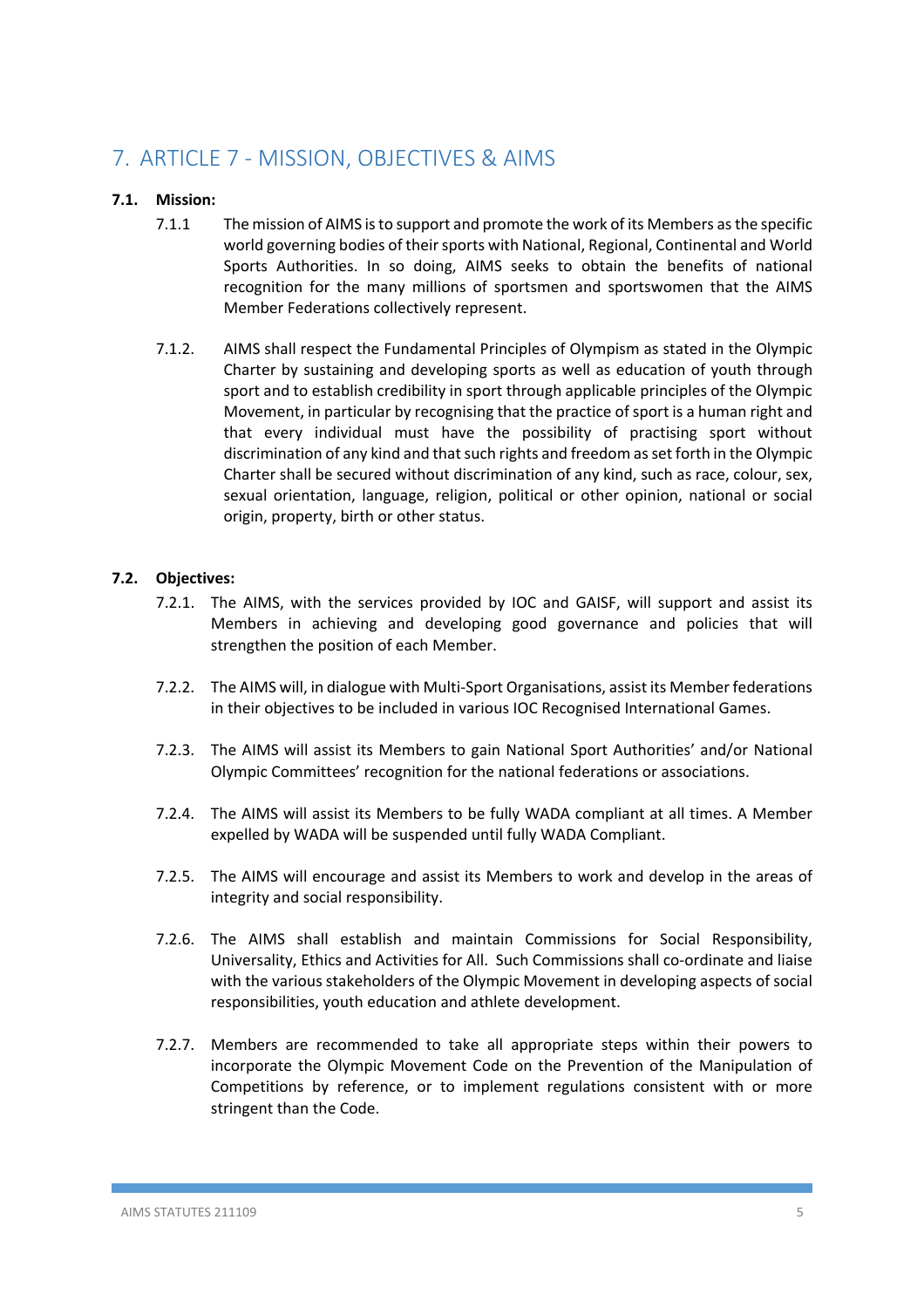# 7. ARTICLE 7 - MISSION, OBJECTIVES & AIMS

**7.1. Mission:**

7.1.1 The mission of AIMS is to support and promote the work of its Members as the specific world governing bodies of their sports with National, Regional, Continental and World Sports Authorities. In so doing, AIMS seeks to obtain the benefits of national recognition for the many millions of sportsmen and sportswomen that the AIMS Member Federations collectively represent.

7.1.2. AIMS shall respect the Fundamental Principles of Olympism as stated in the Olympic Charter by sustaining and developing sports as well as education of youth through sport and to establish credibility in sport through applicable principles of the Olympic Movement, in particular by recognising that the practice of sport is a human right and that every individual must have the possibility of practising sport without discrimination of any kind and that such rights and freedom as set forth in the Olympic Charter shall be secured without discrimination of any kind, such as race, colour, sex, sexual orientation, language, religion, political or other opinion, national or social origin, property, birth or other status.

**7.2. Objectives:**

7.2.1. The AIMS, with the services provided by IOC and GAISF, will support and assist its Members in achieving and developing good governance and policies that will strengthen the position of each Member.

7.2.2. The AIMS will, in dialogue with Multi-Sport Organisations, assist its Member federations in their objectives to be included in various IOC Recognised International Games.

7.2.3. The AIMS will assist its Members to gain National Sport Authorities' and/or National Olympic Committees' recognition for the national federations or associations.

7.2.4. The AIMS will assist its Members to be fully WADA compliant at all times. A Member expelled by WADA will be suspended until fully WADA Compliant.

7.2.5. The AIMS will encourage and assist its Members to work and develop in the areas of integrity and social responsibility.

7.2.6. The AIMS shall establish and maintain Commissions for Social Responsibility, Universality, Ethics and Activities for All. Such Commissions shall co-ordinate and liaise with the various stakeholders of the Olympic Movement in developing aspects of social responsibilities, youth education and athlete development.

7.2.7. Members are recommended to take all appropriate steps within their powers to incorporate the Olympic Movement Code on the Prevention of the Manipulation of Competitions by reference, or to implement regulations consistent with or more stringent than the Code.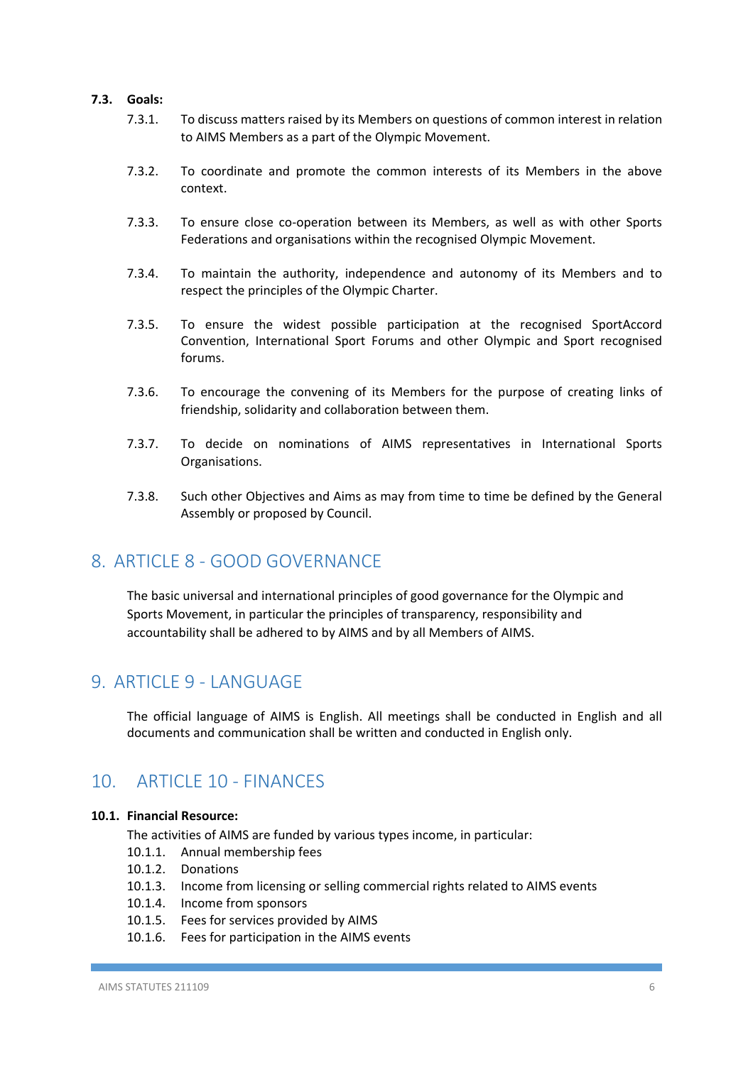**7.3. Goals:**

7.3.1. To discuss matters raised by its Members on questions of common interest in relation to AIMS Members as a part of the Olympic Movement.

7.3.2. To coordinate and promote the common interests of its Members in the above context.

7.3.3. To ensure close co-operation between its Members, as well as with other Sports Federations and organisations within the recognised Olympic Movement.

7.3.4. To maintain the authority, independence and autonomy of its Members and to respect the principles of the Olympic Charter.

7.3.5. To ensure the widest possible participation at the recognised SportAccord Convention, International Sport Forums and other Olympic and Sport recognised forums.

7.3.6. To encourage the convening of its Members for the purpose of creating links of friendship, solidarity and collaboration between them.

7.3.7. To decide on nominations of AIMS representatives in International Sports Organisations.

7.3.8. Such other Objectives and Aims as may from time to time be defined by the General Assembly or proposed by Council.

# 8. ARTICLE 8 - GOOD GOVERNANCE

The basic universal and international principles of good governance for the Olympic and Sports Movement, in particular the principles of transparency, responsibility and accountability shall be adhered to by AIMS and by all Members of AIMS.

# 9. ARTICLE 9 - LANGUAGE

The official language of AIMS is English. All meetings shall be conducted in English and all documents and communication shall be written and conducted in English only.

# 10. ARTICLE 10 - FINANCES

**10.1. Financial Resource:**

The activities of AIMS are funded by various types income, in particular:

10.1.1. Annual membership fees
10.1.2. Donations
10.1.3. Income from licensing or selling commercial rights related to AIMS events
10.1.4. Income from sponsors
10.1.5. Fees for services provided by AIMS
10.1.6. Fees for participation in the AIMS events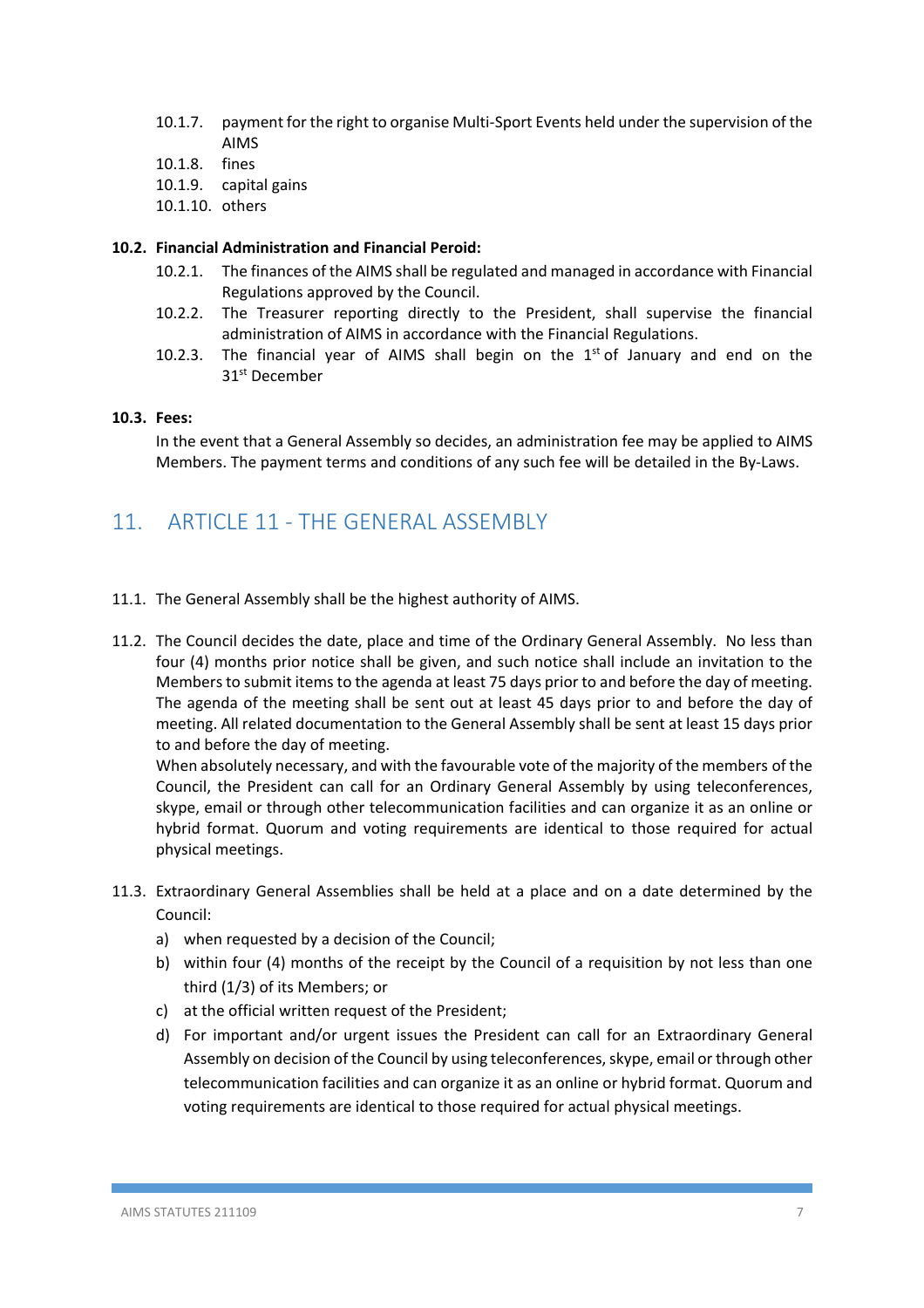10.1.7. payment for the right to organise Multi-Sport Events held under the supervision of the AIMS
10.1.8. fines
10.1.9. capital gains
10.1.10. others

**10.2. Financial Administration and Financial Peroid:**

10.2.1. The finances of the AIMS shall be regulated and managed in accordance with Financial Regulations approved by the Council.

10.2.2. The Treasurer reporting directly to the President, shall supervise the financial administration of AIMS in accordance with the Financial Regulations.

10.2.3. The financial year of AIMS shall begin on the 1st of January and end on the 31st December

**10.3. Fees:**

In the event that a General Assembly so decides, an administration fee may be applied to AIMS Members. The payment terms and conditions of any such fee will be detailed in the By-Laws.

## 11. ARTICLE 11 - THE GENERAL ASSEMBLY

11.1. The General Assembly shall be the highest authority of AIMS.

11.2. The Council decides the date, place and time of the Ordinary General Assembly. No less than four (4) months prior notice shall be given, and such notice shall include an invitation to the Members to submit items to the agenda at least 75 days prior to and before the day of meeting. The agenda of the meeting shall be sent out at least 45 days prior to and before the day of meeting. All related documentation to the General Assembly shall be sent at least 15 days prior to and before the day of meeting.
When absolutely necessary, and with the favourable vote of the majority of the members of the Council, the President can call for an Ordinary General Assembly by using teleconferences, skype, email or through other telecommunication facilities and can organize it as an online or hybrid format. Quorum and voting requirements are identical to those required for actual physical meetings.

11.3. Extraordinary General Assemblies shall be held at a place and on a date determined by the Council:

a) when requested by a decision of the Council;
b) within four (4) months of the receipt by the Council of a requisition by not less than one third (1/3) of its Members; or
c) at the official written request of the President;
d) For important and/or urgent issues the President can call for an Extraordinary General Assembly on decision of the Council by using teleconferences, skype, email or through other telecommunication facilities and can organize it as an online or hybrid format. Quorum and voting requirements are identical to those required for actual physical meetings.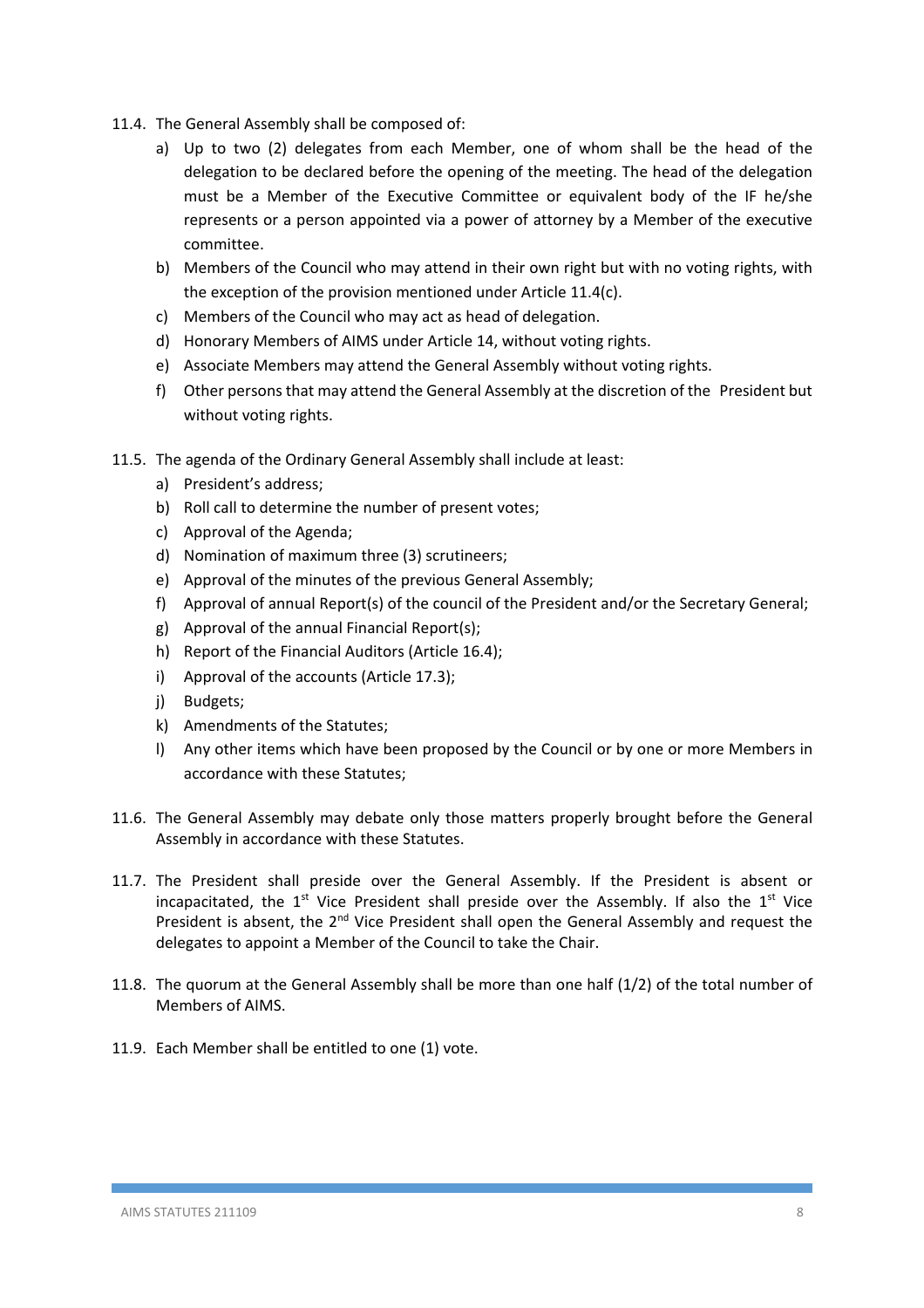11.4. The General Assembly shall be composed of:

a) Up to two (2) delegates from each Member, one of whom shall be the head of the delegation to be declared before the opening of the meeting. The head of the delegation must be a Member of the Executive Committee or equivalent body of the IF he/she represents or a person appointed via a power of attorney by a Member of the executive committee.

b) Members of the Council who may attend in their own right but with no voting rights, with the exception of the provision mentioned under Article 11.4(c).

c) Members of the Council who may act as head of delegation.

d) Honorary Members of AIMS under Article 14, without voting rights.

e) Associate Members may attend the General Assembly without voting rights.

f) Other persons that may attend the General Assembly at the discretion of the President but without voting rights.

11.5. The agenda of the Ordinary General Assembly shall include at least:

a) President's address;

b) Roll call to determine the number of present votes;

c) Approval of the Agenda;

d) Nomination of maximum three (3) scrutineers;

e) Approval of the minutes of the previous General Assembly;

f) Approval of annual Report(s) of the council of the President and/or the Secretary General;

g) Approval of the annual Financial Report(s);

h) Report of the Financial Auditors (Article 16.4);

i) Approval of the accounts (Article 17.3);

j) Budgets;

k) Amendments of the Statutes;

l) Any other items which have been proposed by the Council or by one or more Members in accordance with these Statutes;

11.6. The General Assembly may debate only those matters properly brought before the General Assembly in accordance with these Statutes.

11.7. The President shall preside over the General Assembly. If the President is absent or incapacitated, the 1st Vice President shall preside over the Assembly. If also the 1st Vice President is absent, the 2nd Vice President shall open the General Assembly and request the delegates to appoint a Member of the Council to take the Chair.

11.8. The quorum at the General Assembly shall be more than one half (1/2) of the total number of Members of AIMS.

11.9. Each Member shall be entitled to one (1) vote.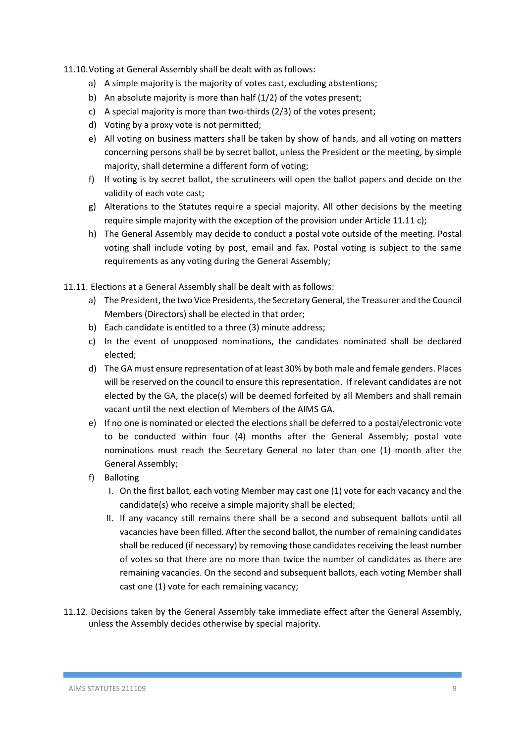11.10. Voting at General Assembly shall be dealt with as follows:

a) A simple majority is the majority of votes cast, excluding abstentions;
b) An absolute majority is more than half (1/2) of the votes present;
c) A special majority is more than two-thirds (2/3) of the votes present;
d) Voting by a proxy vote is not permitted;
e) All voting on business matters shall be taken by show of hands, and all voting on matters concerning persons shall be by secret ballot, unless the President or the meeting, by simple majority, shall determine a different form of voting;
f) If voting is by secret ballot, the scrutineers will open the ballot papers and decide on the validity of each vote cast;
g) Alterations to the Statutes require a special majority. All other decisions by the meeting require simple majority with the exception of the provision under Article 11.11 c);
h) The General Assembly may decide to conduct a postal vote outside of the meeting. Postal voting shall include voting by post, email and fax. Postal voting is subject to the same requirements as any voting during the General Assembly;

11.11. Elections at a General Assembly shall be dealt with as follows:

a) The President, the two Vice Presidents, the Secretary General, the Treasurer and the Council Members (Directors) shall be elected in that order;
b) Each candidate is entitled to a three (3) minute address;
c) In the event of unopposed nominations, the candidates nominated shall be declared elected;
d) The GA must ensure representation of at least 30% by both male and female genders. Places will be reserved on the council to ensure this representation. If relevant candidates are not elected by the GA, the place(s) will be deemed forfeited by all Members and shall remain vacant until the next election of Members of the AIMS GA.
e) If no one is nominated or elected the elections shall be deferred to a postal/electronic vote to be conducted within four (4) months after the General Assembly; postal vote nominations must reach the Secretary General no later than one (1) month after the General Assembly;
f) Balloting
   I. On the first ballot, each voting Member may cast one (1) vote for each vacancy and the candidate(s) who receive a simple majority shall be elected;
   II. If any vacancy still remains there shall be a second and subsequent ballots until all vacancies have been filled. After the second ballot, the number of remaining candidates shall be reduced (if necessary) by removing those candidates receiving the least number of votes so that there are no more than twice the number of candidates as there are remaining vacancies. On the second and subsequent ballots, each voting Member shall cast one (1) vote for each remaining vacancy;

11.12. Decisions taken by the General Assembly take immediate effect after the General Assembly, unless the Assembly decides otherwise by special majority.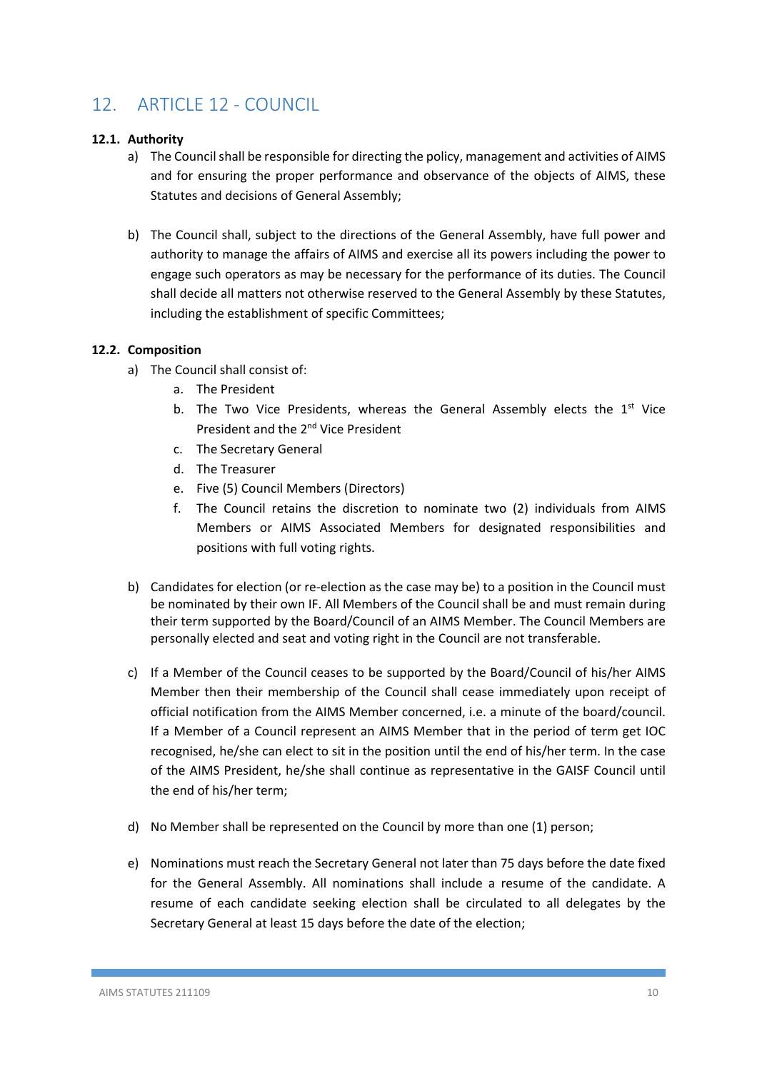# 12. ARTICLE 12 - COUNCIL

**12.1. Authority**

a) The Council shall be responsible for directing the policy, management and activities of AIMS and for ensuring the proper performance and observance of the objects of AIMS, these Statutes and decisions of General Assembly;

b) The Council shall, subject to the directions of the General Assembly, have full power and authority to manage the affairs of AIMS and exercise all its powers including the power to engage such operators as may be necessary for the performance of its duties. The Council shall decide all matters not otherwise reserved to the General Assembly by these Statutes, including the establishment of specific Committees;

**12.2. Composition**

a) The Council shall consist of:
   a. The President
   b. The Two Vice Presidents, whereas the General Assembly elects the 1st Vice President and the 2nd Vice President
   c. The Secretary General
   d. The Treasurer
   e. Five (5) Council Members (Directors)
   f. The Council retains the discretion to nominate two (2) individuals from AIMS Members or AIMS Associated Members for designated responsibilities and positions with full voting rights.

b) Candidates for election (or re-election as the case may be) to a position in the Council must be nominated by their own IF. All Members of the Council shall be and must remain during their term supported by the Board/Council of an AIMS Member. The Council Members are personally elected and seat and voting right in the Council are not transferable.

c) If a Member of the Council ceases to be supported by the Board/Council of his/her AIMS Member then their membership of the Council shall cease immediately upon receipt of official notification from the AIMS Member concerned, i.e. a minute of the board/council. If a Member of a Council represent an AIMS Member that in the period of term get IOC recognised, he/she can elect to sit in the position until the end of his/her term. In the case of the AIMS President, he/she shall continue as representative in the GAISF Council until the end of his/her term;

d) No Member shall be represented on the Council by more than one (1) person;

e) Nominations must reach the Secretary General not later than 75 days before the date fixed for the General Assembly. All nominations shall include a resume of the candidate. A resume of each candidate seeking election shall be circulated to all delegates by the Secretary General at least 15 days before the date of the election;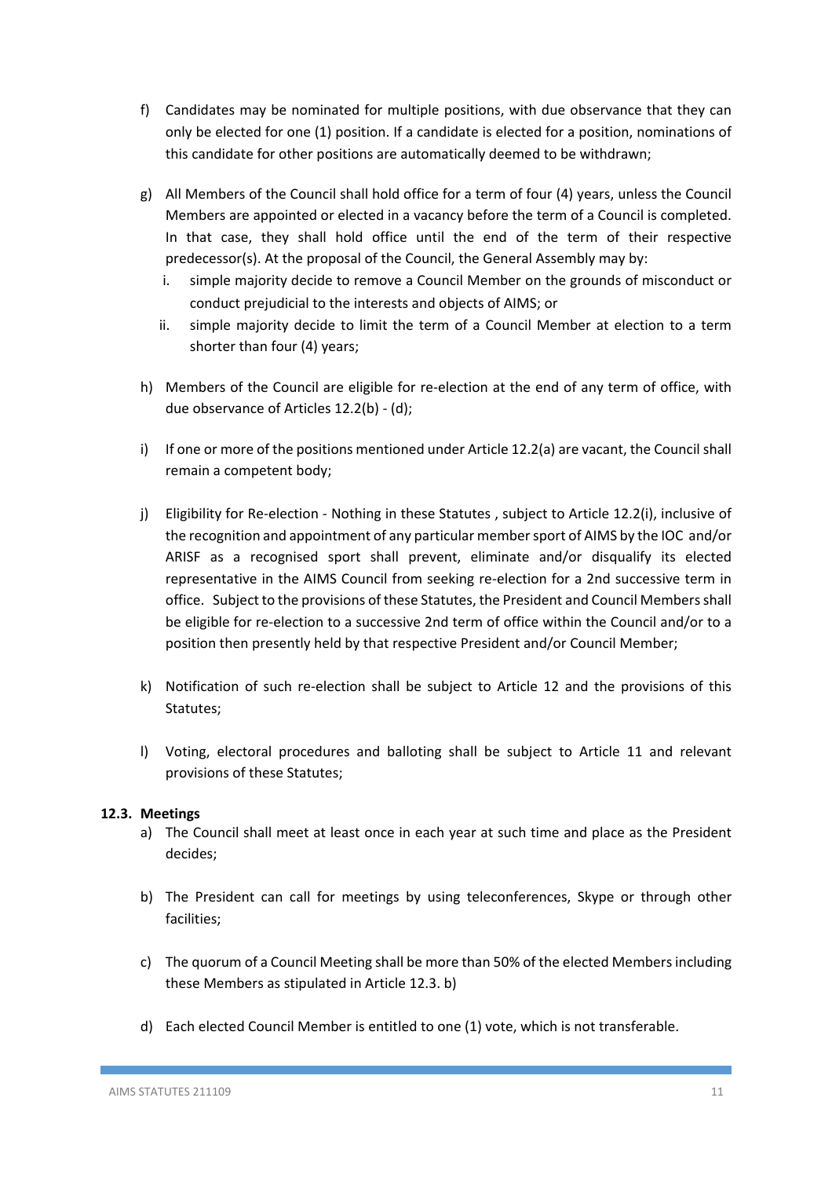f) Candidates may be nominated for multiple positions, with due observance that they can only be elected for one (1) position. If a candidate is elected for a position, nominations of this candidate for other positions are automatically deemed to be withdrawn;

g) All Members of the Council shall hold office for a term of four (4) years, unless the Council Members are appointed or elected in a vacancy before the term of a Council is completed. In that case, they shall hold office until the end of the term of their respective predecessor(s). At the proposal of the Council, the General Assembly may by:
   i. simple majority decide to remove a Council Member on the grounds of misconduct or conduct prejudicial to the interests and objects of AIMS; or
   ii. simple majority decide to limit the term of a Council Member at election to a term shorter than four (4) years;

h) Members of the Council are eligible for re-election at the end of any term of office, with due observance of Articles 12.2(b) - (d);

i) If one or more of the positions mentioned under Article 12.2(a) are vacant, the Council shall remain a competent body;

j) Eligibility for Re-election - Nothing in these Statutes , subject to Article 12.2(i), inclusive of the recognition and appointment of any particular member sport of AIMS by the IOC and/or ARISF as a recognised sport shall prevent, eliminate and/or disqualify its elected representative in the AIMS Council from seeking re-election for a 2nd successive term in office. Subject to the provisions of these Statutes, the President and Council Members shall be eligible for re-election to a successive 2nd term of office within the Council and/or to a position then presently held by that respective President and/or Council Member;

k) Notification of such re-election shall be subject to Article 12 and the provisions of this Statutes;

l) Voting, electoral procedures and balloting shall be subject to Article 11 and relevant provisions of these Statutes;

**12.3. Meetings**

a) The Council shall meet at least once in each year at such time and place as the President decides;

b) The President can call for meetings by using teleconferences, Skype or through other facilities;

c) The quorum of a Council Meeting shall be more than 50% of the elected Members including these Members as stipulated in Article 12.3. b)

d) Each elected Council Member is entitled to one (1) vote, which is not transferable.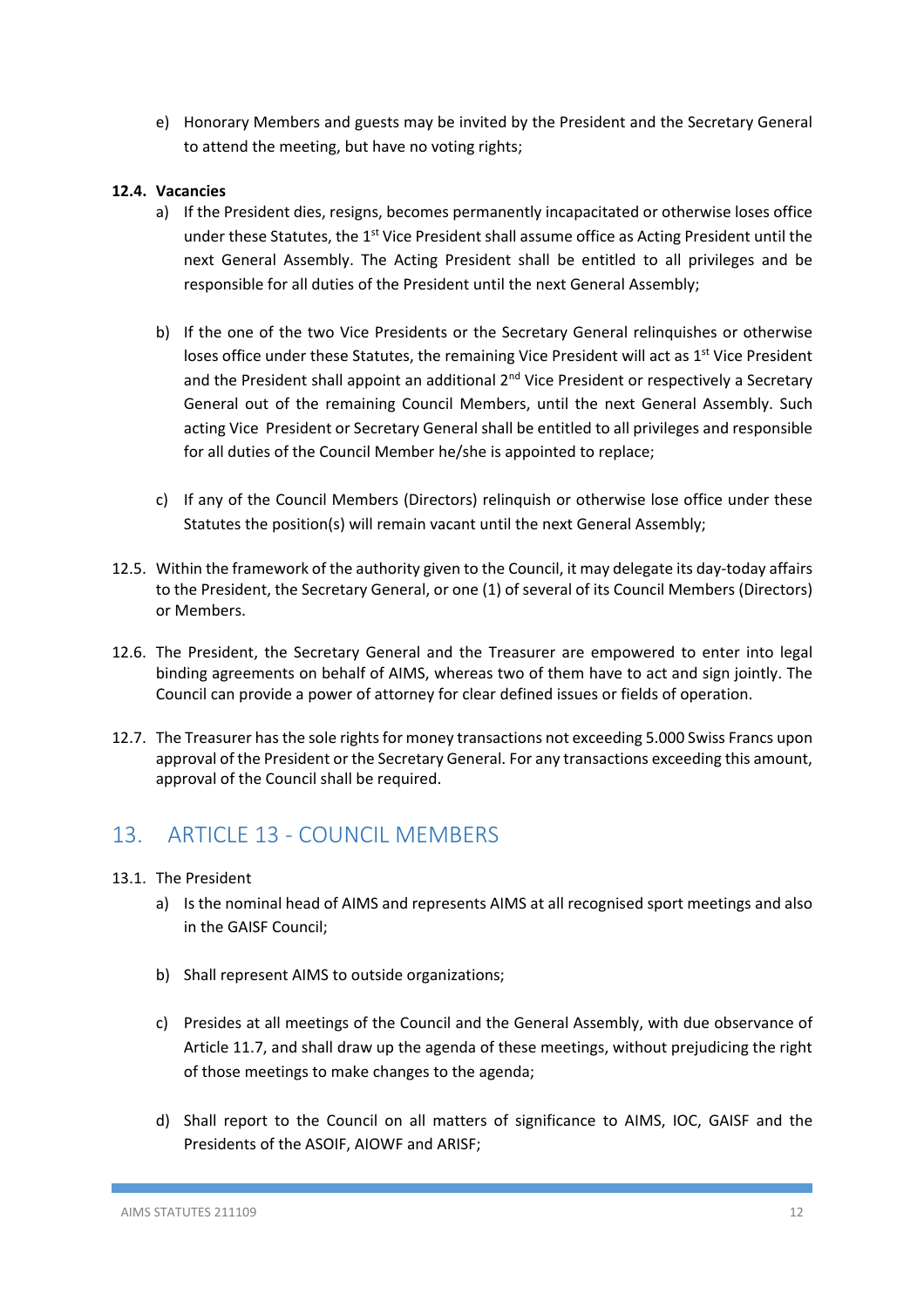e) Honorary Members and guests may be invited by the President and the Secretary General to attend the meeting, but have no voting rights;

**12.4. Vacancies**

a) If the President dies, resigns, becomes permanently incapacitated or otherwise loses office under these Statutes, the 1st Vice President shall assume office as Acting President until the next General Assembly. The Acting President shall be entitled to all privileges and be responsible for all duties of the President until the next General Assembly;

b) If the one of the two Vice Presidents or the Secretary General relinquishes or otherwise loses office under these Statutes, the remaining Vice President will act as 1st Vice President and the President shall appoint an additional 2nd Vice President or respectively a Secretary General out of the remaining Council Members, until the next General Assembly. Such acting Vice President or Secretary General shall be entitled to all privileges and responsible for all duties of the Council Member he/she is appointed to replace;

c) If any of the Council Members (Directors) relinquish or otherwise lose office under these Statutes the position(s) will remain vacant until the next General Assembly;

12.5. Within the framework of the authority given to the Council, it may delegate its day-today affairs to the President, the Secretary General, or one (1) of several of its Council Members (Directors) or Members.

12.6. The President, the Secretary General and the Treasurer are empowered to enter into legal binding agreements on behalf of AIMS, whereas two of them have to act and sign jointly. The Council can provide a power of attorney for clear defined issues or fields of operation.

12.7. The Treasurer has the sole rights for money transactions not exceeding 5.000 Swiss Francs upon approval of the President or the Secretary General. For any transactions exceeding this amount, approval of the Council shall be required.

## 13. ARTICLE 13 - COUNCIL MEMBERS

13.1. The President

a) Is the nominal head of AIMS and represents AIMS at all recognised sport meetings and also in the GAISF Council;

b) Shall represent AIMS to outside organizations;

c) Presides at all meetings of the Council and the General Assembly, with due observance of Article 11.7, and shall draw up the agenda of these meetings, without prejudicing the right of those meetings to make changes to the agenda;

d) Shall report to the Council on all matters of significance to AIMS, IOC, GAISF and the Presidents of the ASOIF, AIOWF and ARISF;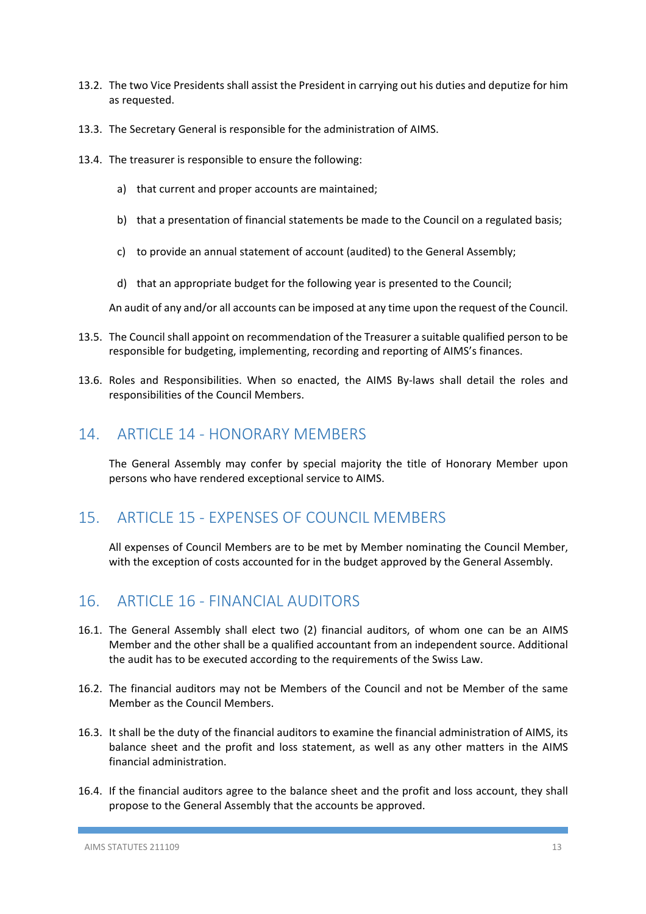13.2. The two Vice Presidents shall assist the President in carrying out his duties and deputize for him as requested.

13.3. The Secretary General is responsible for the administration of AIMS.

13.4. The treasurer is responsible to ensure the following:

a) that current and proper accounts are maintained;

b) that a presentation of financial statements be made to the Council on a regulated basis;

c) to provide an annual statement of account (audited) to the General Assembly;

d) that an appropriate budget for the following year is presented to the Council;

An audit of any and/or all accounts can be imposed at any time upon the request of the Council.

13.5. The Council shall appoint on recommendation of the Treasurer a suitable qualified person to be responsible for budgeting, implementing, recording and reporting of AIMS's finances.

13.6. Roles and Responsibilities. When so enacted, the AIMS By-laws shall detail the roles and responsibilities of the Council Members.

## 14. ARTICLE 14 - HONORARY MEMBERS

The General Assembly may confer by special majority the title of Honorary Member upon persons who have rendered exceptional service to AIMS.

## 15. ARTICLE 15 - EXPENSES OF COUNCIL MEMBERS

All expenses of Council Members are to be met by Member nominating the Council Member, with the exception of costs accounted for in the budget approved by the General Assembly.

## 16. ARTICLE 16 - FINANCIAL AUDITORS

16.1. The General Assembly shall elect two (2) financial auditors, of whom one can be an AIMS Member and the other shall be a qualified accountant from an independent source. Additional the audit has to be executed according to the requirements of the Swiss Law.

16.2. The financial auditors may not be Members of the Council and not be Member of the same Member as the Council Members.

16.3. It shall be the duty of the financial auditors to examine the financial administration of AIMS, its balance sheet and the profit and loss statement, as well as any other matters in the AIMS financial administration.

16.4. If the financial auditors agree to the balance sheet and the profit and loss account, they shall propose to the General Assembly that the accounts be approved.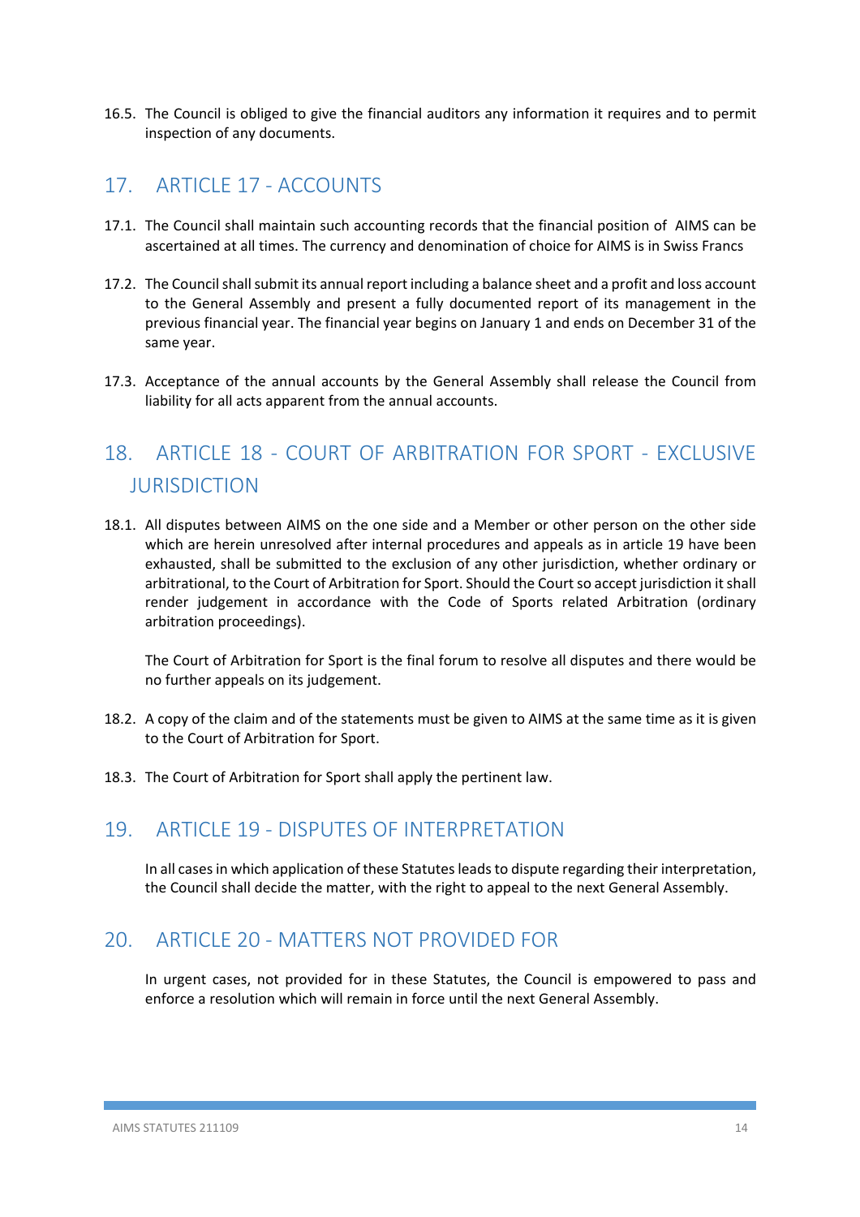16.5. The Council is obliged to give the financial auditors any information it requires and to permit inspection of any documents.

## 17. ARTICLE 17 - ACCOUNTS

17.1. The Council shall maintain such accounting records that the financial position of AIMS can be ascertained at all times. The currency and denomination of choice for AIMS is in Swiss Francs

17.2. The Council shall submit its annual report including a balance sheet and a profit and loss account to the General Assembly and present a fully documented report of its management in the previous financial year. The financial year begins on January 1 and ends on December 31 of the same year.

17.3. Acceptance of the annual accounts by the General Assembly shall release the Council from liability for all acts apparent from the annual accounts.

## 18. ARTICLE 18 - COURT OF ARBITRATION FOR SPORT - EXCLUSIVE JURISDICTION

18.1. All disputes between AIMS on the one side and a Member or other person on the other side which are herein unresolved after internal procedures and appeals as in article 19 have been exhausted, shall be submitted to the exclusion of any other jurisdiction, whether ordinary or arbitrational, to the Court of Arbitration for Sport. Should the Court so accept jurisdiction it shall render judgement in accordance with the Code of Sports related Arbitration (ordinary arbitration proceedings).

The Court of Arbitration for Sport is the final forum to resolve all disputes and there would be no further appeals on its judgement.

18.2. A copy of the claim and of the statements must be given to AIMS at the same time as it is given to the Court of Arbitration for Sport.

18.3. The Court of Arbitration for Sport shall apply the pertinent law.

## 19. ARTICLE 19 - DISPUTES OF INTERPRETATION

In all cases in which application of these Statutes leads to dispute regarding their interpretation, the Council shall decide the matter, with the right to appeal to the next General Assembly.

## 20. ARTICLE 20 - MATTERS NOT PROVIDED FOR

In urgent cases, not provided for in these Statutes, the Council is empowered to pass and enforce a resolution which will remain in force until the next General Assembly.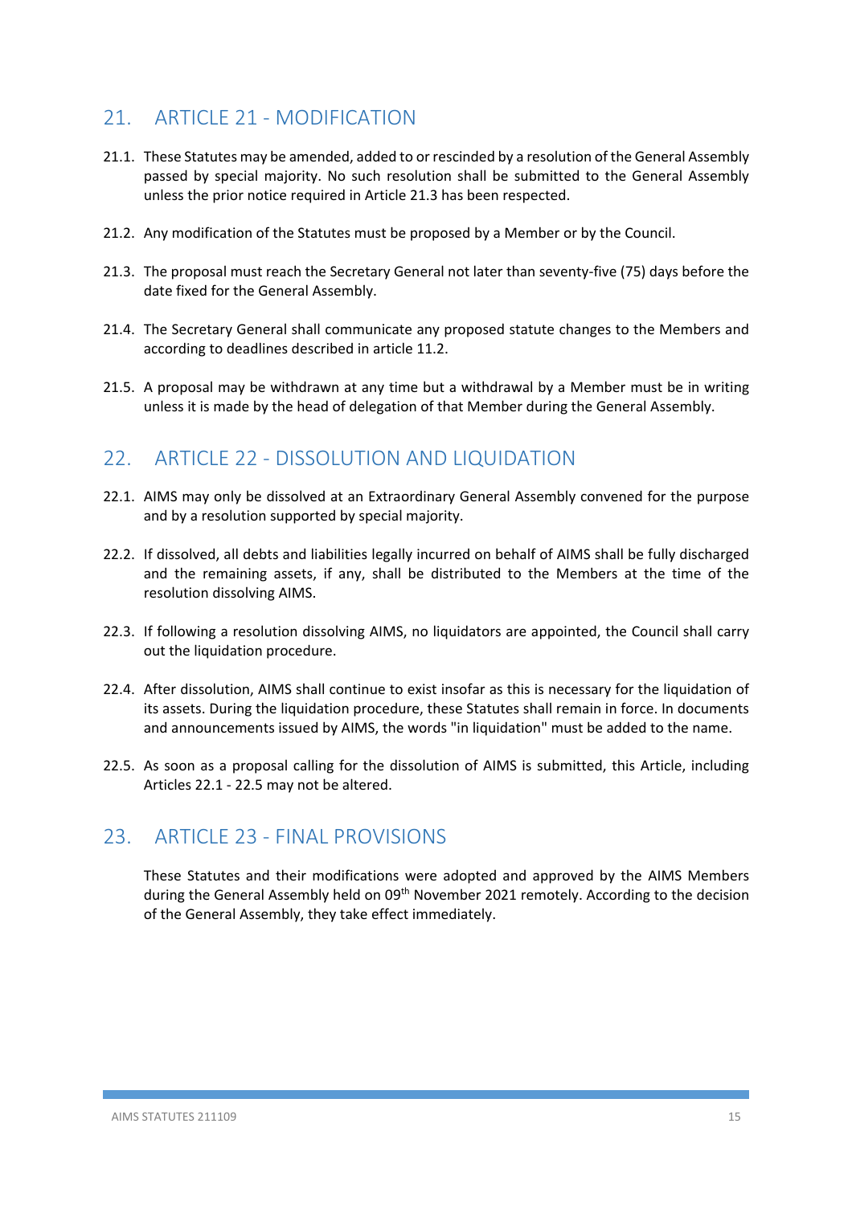## 21. ARTICLE 21 - MODIFICATION

21.1. These Statutes may be amended, added to or rescinded by a resolution of the General Assembly passed by special majority. No such resolution shall be submitted to the General Assembly unless the prior notice required in Article 21.3 has been respected.

21.2. Any modification of the Statutes must be proposed by a Member or by the Council.

21.3. The proposal must reach the Secretary General not later than seventy-five (75) days before the date fixed for the General Assembly.

21.4. The Secretary General shall communicate any proposed statute changes to the Members and according to deadlines described in article 11.2.

21.5. A proposal may be withdrawn at any time but a withdrawal by a Member must be in writing unless it is made by the head of delegation of that Member during the General Assembly.

## 22. ARTICLE 22 - DISSOLUTION AND LIQUIDATION

22.1. AIMS may only be dissolved at an Extraordinary General Assembly convened for the purpose and by a resolution supported by special majority.

22.2. If dissolved, all debts and liabilities legally incurred on behalf of AIMS shall be fully discharged and the remaining assets, if any, shall be distributed to the Members at the time of the resolution dissolving AIMS.

22.3. If following a resolution dissolving AIMS, no liquidators are appointed, the Council shall carry out the liquidation procedure.

22.4. After dissolution, AIMS shall continue to exist insofar as this is necessary for the liquidation of its assets. During the liquidation procedure, these Statutes shall remain in force. In documents and announcements issued by AIMS, the words "in liquidation" must be added to the name.

22.5. As soon as a proposal calling for the dissolution of AIMS is submitted, this Article, including Articles 22.1 - 22.5 may not be altered.

## 23. ARTICLE 23 - FINAL PROVISIONS

These Statutes and their modifications were adopted and approved by the AIMS Members during the General Assembly held on 09th November 2021 remotely. According to the decision of the General Assembly, they take effect immediately.